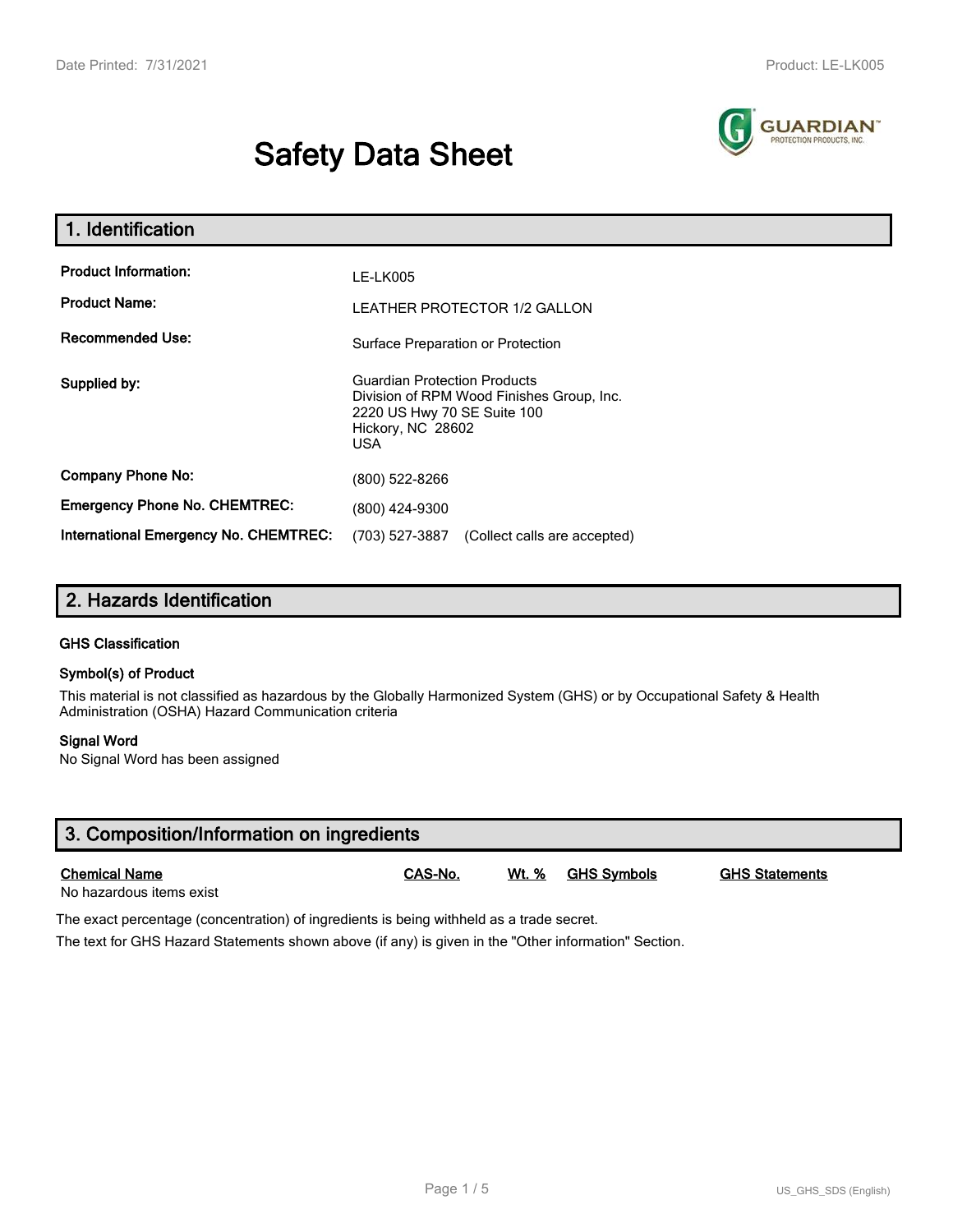# Safety Data Sheet

## 1. Identification

| | |
|---|---|
| **Product Information:** | LE-LK005 |
| **Product Name:** | LEATHER PROTECTOR 1/2 GALLON |
| **Recommended Use:** | Surface Preparation or Protection |
| **Supplied by:** | Guardian Protection Products<br>Division of RPM Wood Finishes Group, Inc.<br>2220 US Hwy 70 SE Suite 100<br>Hickory, NC 28602<br>USA |
| **Company Phone No:** | (800) 522-8266 |
| **Emergency Phone No. CHEMTREC:** | (800) 424-9300 |
| **International Emergency No. CHEMTREC:** | (703) 527-3887 (Collect calls are accepted) |

## 2. Hazards Identification

### GHS Classification

### Symbol(s) of Product

This material is not classified as hazardous by the Globally Harmonized System (GHS) or by Occupational Safety & Health Administration (OSHA) Hazard Communication criteria

### Signal Word

No Signal Word has been assigned

## 3. Composition/Information on ingredients

| Chemical Name | CAS-No. | Wt. % | GHS Symbols | GHS Statements |
|---|---|---|---|---|
| No hazardous items exist | | | | |

The exact percentage (concentration) of ingredients is being withheld as a trade secret.

The text for GHS Hazard Statements shown above (if any) is given in the "Other information" Section.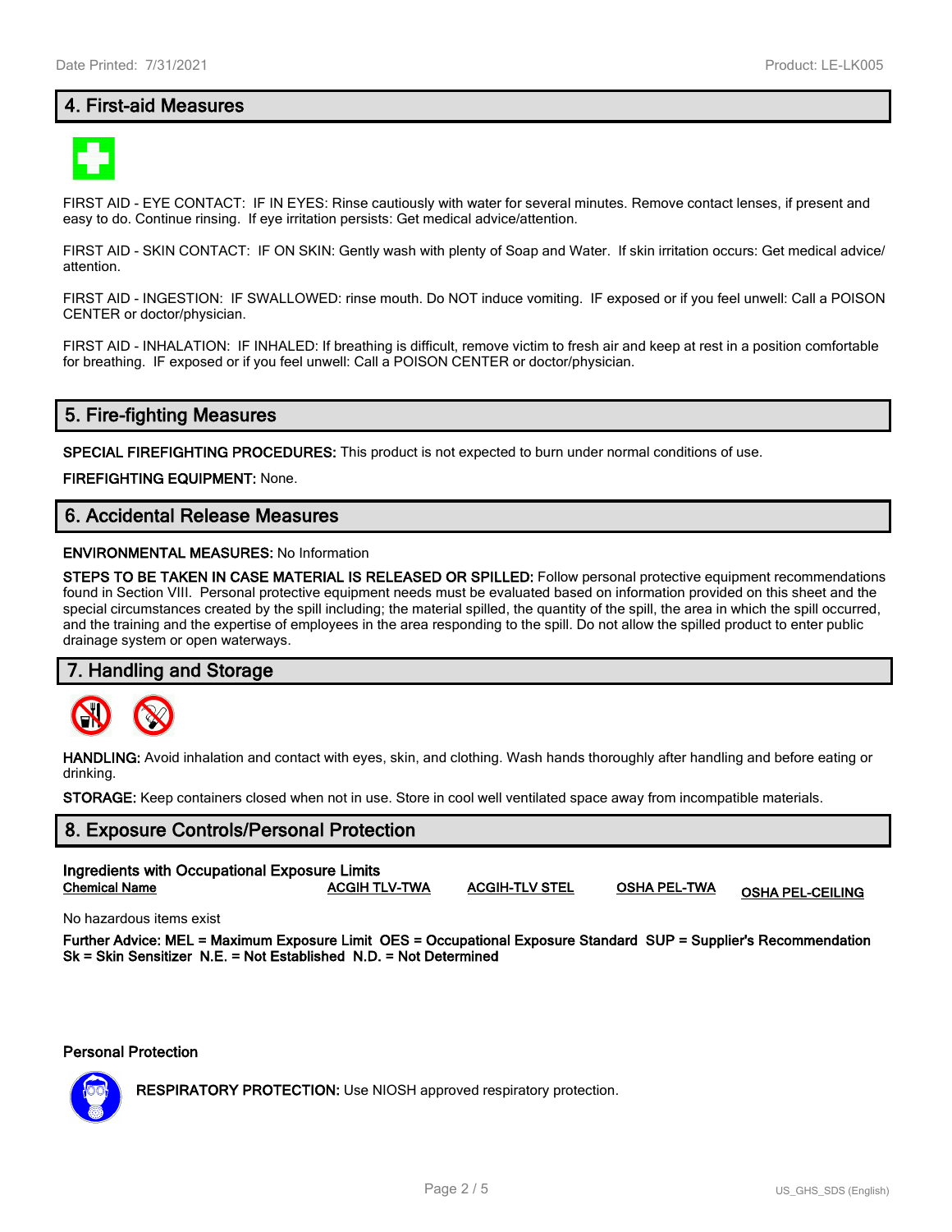## 4. First-aid Measures

FIRST AID - EYE CONTACT: IF IN EYES: Rinse cautiously with water for several minutes. Remove contact lenses, if present and easy to do. Continue rinsing. If eye irritation persists: Get medical advice/attention.

FIRST AID - SKIN CONTACT: IF ON SKIN: Gently wash with plenty of Soap and Water. If skin irritation occurs: Get medical advice/ attention.

FIRST AID - INGESTION: IF SWALLOWED: rinse mouth. Do NOT induce vomiting. IF exposed or if you feel unwell: Call a POISON CENTER or doctor/physician.

FIRST AID - INHALATION: IF INHALED: If breathing is difficult, remove victim to fresh air and keep at rest in a position comfortable for breathing. IF exposed or if you feel unwell: Call a POISON CENTER or doctor/physician.

## 5. Fire-fighting Measures

**SPECIAL FIREFIGHTING PROCEDURES:** This product is not expected to burn under normal conditions of use.

**FIREFIGHTING EQUIPMENT:** None.

## 6. Accidental Release Measures

**ENVIRONMENTAL MEASURES:** No Information

**STEPS TO BE TAKEN IN CASE MATERIAL IS RELEASED OR SPILLED:** Follow personal protective equipment recommendations found in Section VIII. Personal protective equipment needs must be evaluated based on information provided on this sheet and the special circumstances created by the spill including; the material spilled, the quantity of the spill, the area in which the spill occurred, and the training and the expertise of employees in the area responding to the spill. Do not allow the spilled product to enter public drainage system or open waterways.

## 7. Handling and Storage

**HANDLING:** Avoid inhalation and contact with eyes, skin, and clothing. Wash hands thoroughly after handling and before eating or drinking.

**STORAGE:** Keep containers closed when not in use. Store in cool well ventilated space away from incompatible materials.

## 8. Exposure Controls/Personal Protection

**Ingredients with Occupational Exposure Limits**

| Chemical Name | ACGIH TLV-TWA | ACGIH-TLV STEL | OSHA PEL-TWA | OSHA PEL-CEILING |
|---|---|---|---|---|

No hazardous items exist

**Further Advice: MEL = Maximum Exposure Limit OES = Occupational Exposure Standard SUP = Supplier's Recommendation Sk = Skin Sensitizer N.E. = Not Established N.D. = Not Determined**

**Personal Protection**

**RESPIRATORY PROTECTION:** Use NIOSH approved respiratory protection.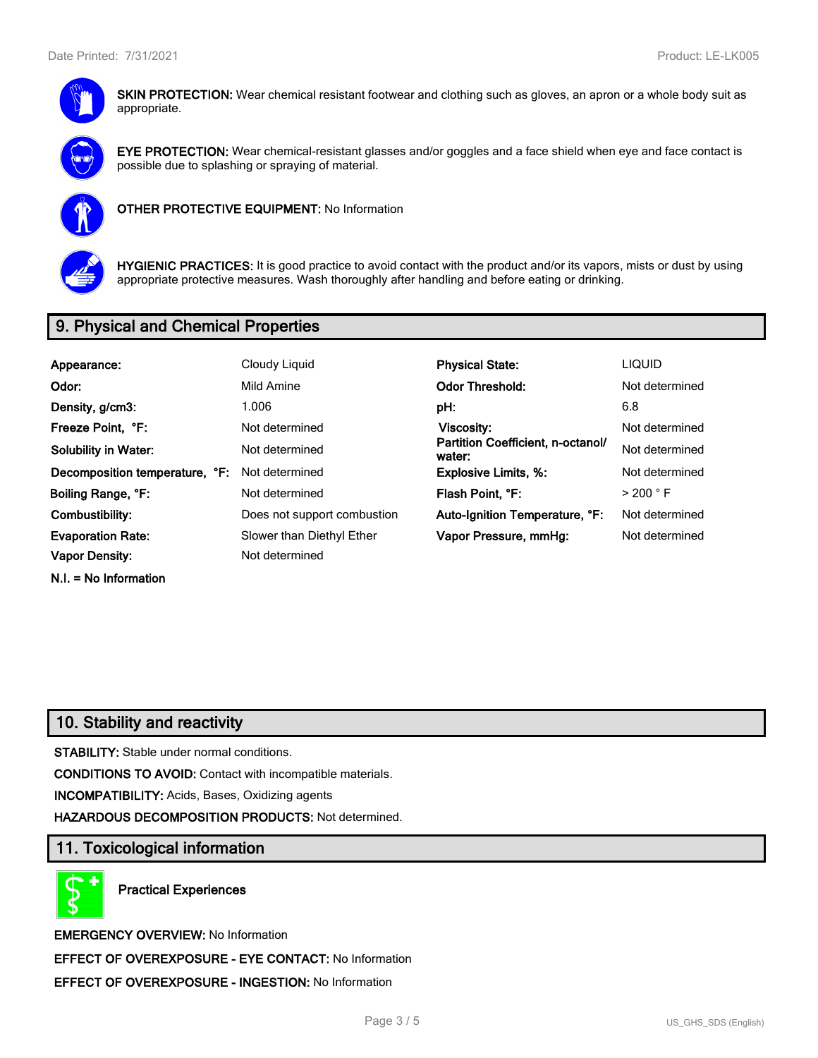**SKIN PROTECTION:** Wear chemical resistant footwear and clothing such as gloves, an apron or a whole body suit as appropriate.

**EYE PROTECTION:** Wear chemical-resistant glasses and/or goggles and a face shield when eye and face contact is possible due to splashing or spraying of material.

**OTHER PROTECTIVE EQUIPMENT:** No Information

**HYGIENIC PRACTICES:** It is good practice to avoid contact with the product and/or its vapors, mists or dust by using appropriate protective measures. Wash thoroughly after handling and before eating or drinking.

## 9. Physical and Chemical Properties

| | | | |
|---|---|---|---|
| **Appearance:** | Cloudy Liquid | **Physical State:** | LIQUID |
| **Odor:** | Mild Amine | **Odor Threshold:** | Not determined |
| **Density, g/cm3:** | 1.006 | **pH:** | 6.8 |
| **Freeze Point, °F:** | Not determined | **Viscosity:** | Not determined |
| **Solubility in Water:** | Not determined | **Partition Coefficient, n-octanol/ water:** | Not determined |
| **Decomposition temperature, °F:** | Not determined | **Explosive Limits, %:** | Not determined |
| **Boiling Range, °F:** | Not determined | **Flash Point, °F:** | > 200 ° F |
| **Combustibility:** | Does not support combustion | **Auto-Ignition Temperature, °F:** | Not determined |
| **Evaporation Rate:** | Slower than Diethyl Ether | **Vapor Pressure, mmHg:** | Not determined |
| **Vapor Density:** | Not determined | | |

**N.I. = No Information**

## 10. Stability and reactivity

**STABILITY:** Stable under normal conditions.

**CONDITIONS TO AVOID:** Contact with incompatible materials.

**INCOMPATIBILITY:** Acids, Bases, Oxidizing agents

**HAZARDOUS DECOMPOSITION PRODUCTS:** Not determined.

## 11. Toxicological information

**Practical Experiences**

**EMERGENCY OVERVIEW:** No Information

**EFFECT OF OVEREXPOSURE - EYE CONTACT:** No Information

**EFFECT OF OVEREXPOSURE - INGESTION:** No Information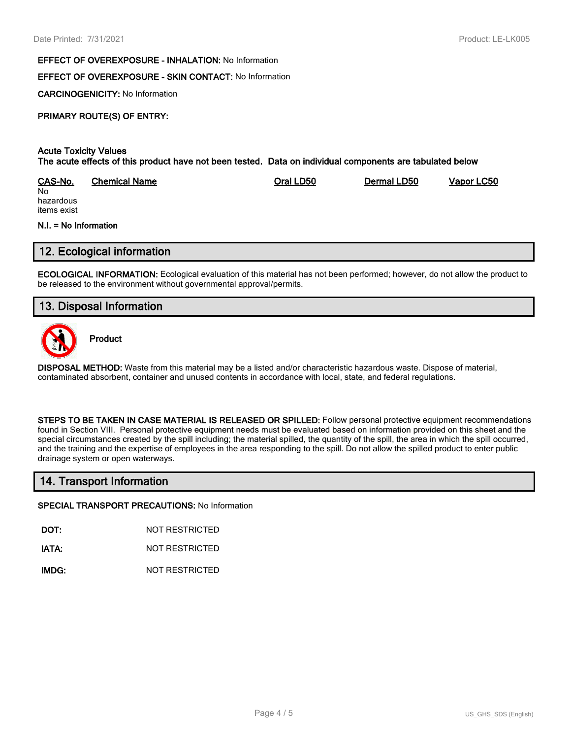**EFFECT OF OVEREXPOSURE - INHALATION:** No Information

**EFFECT OF OVEREXPOSURE - SKIN CONTACT:** No Information

**CARCINOGENICITY:** No Information

**PRIMARY ROUTE(S) OF ENTRY:**

**Acute Toxicity Values**
**The acute effects of this product have not been tested. Data on individual components are tabulated below**

| CAS-No. | Chemical Name | Oral LD50 | Dermal LD50 | Vapor LC50 |
|---|---|---|---|---|
| No hazardous items exist | | | | |

**N.I. = No Information**

## 12. Ecological information

**ECOLOGICAL INFORMATION:** Ecological evaluation of this material has not been performed; however, do not allow the product to be released to the environment without governmental approval/permits.

## 13. Disposal Information

**Product**

**DISPOSAL METHOD:** Waste from this material may be a listed and/or characteristic hazardous waste. Dispose of material, contaminated absorbent, container and unused contents in accordance with local, state, and federal regulations.

**STEPS TO BE TAKEN IN CASE MATERIAL IS RELEASED OR SPILLED:** Follow personal protective equipment recommendations found in Section VIII. Personal protective equipment needs must be evaluated based on information provided on this sheet and the special circumstances created by the spill including; the material spilled, the quantity of the spill, the area in which the spill occurred, and the training and the expertise of employees in the area responding to the spill. Do not allow the spilled product to enter public drainage system or open waterways.

## 14. Transport Information

**SPECIAL TRANSPORT PRECAUTIONS:** No Information

**DOT:** NOT RESTRICTED

**IATA:** NOT RESTRICTED

**IMDG:** NOT RESTRICTED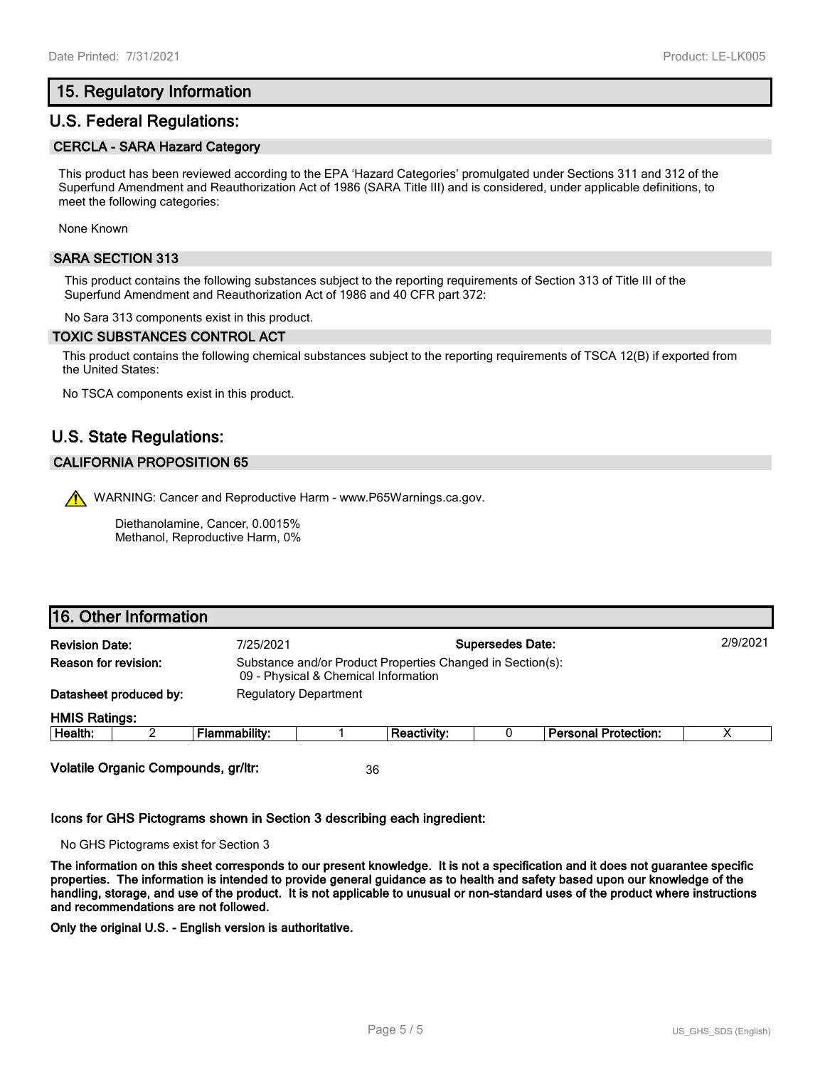## 15. Regulatory Information

## U.S. Federal Regulations:

### CERCLA - SARA Hazard Category

This product has been reviewed according to the EPA 'Hazard Categories' promulgated under Sections 311 and 312 of the Superfund Amendment and Reauthorization Act of 1986 (SARA Title III) and is considered, under applicable definitions, to meet the following categories:

None Known

### SARA SECTION 313

This product contains the following substances subject to the reporting requirements of Section 313 of Title III of the Superfund Amendment and Reauthorization Act of 1986 and 40 CFR part 372:

No Sara 313 components exist in this product.

### TOXIC SUBSTANCES CONTROL ACT

This product contains the following chemical substances subject to the reporting requirements of TSCA 12(B) if exported from the United States:

No TSCA components exist in this product.

## U.S. State Regulations:

### CALIFORNIA PROPOSITION 65

WARNING: Cancer and Reproductive Harm - www.P65Warnings.ca.gov.

Diethanolamine, Cancer, 0.0015%
Methanol, Reproductive Harm, 0%

## 16. Other Information

**Revision Date:** 7/25/2021 **Supersedes Date:** 2/9/2021

**Reason for revision:** Substance and/or Product Properties Changed in Section(s): 09 - Physical & Chemical Information

**Datasheet produced by:** Regulatory Department

**HMIS Ratings:**

| | | | | | | | |
|---|---|---|---|---|---|---|---|
| **Health:** | 2 | **Flammability:** | 1 | **Reactivity:** | 0 | **Personal Protection:** | X |

**Volatile Organic Compounds, gr/ltr:** 36

**Icons for GHS Pictograms shown in Section 3 describing each ingredient:**

No GHS Pictograms exist for Section 3

**The information on this sheet corresponds to our present knowledge. It is not a specification and it does not guarantee specific properties. The information is intended to provide general guidance as to health and safety based upon our knowledge of the handling, storage, and use of the product. It is not applicable to unusual or non-standard uses of the product where instructions and recommendations are not followed.**

**Only the original U.S. - English version is authoritative.**